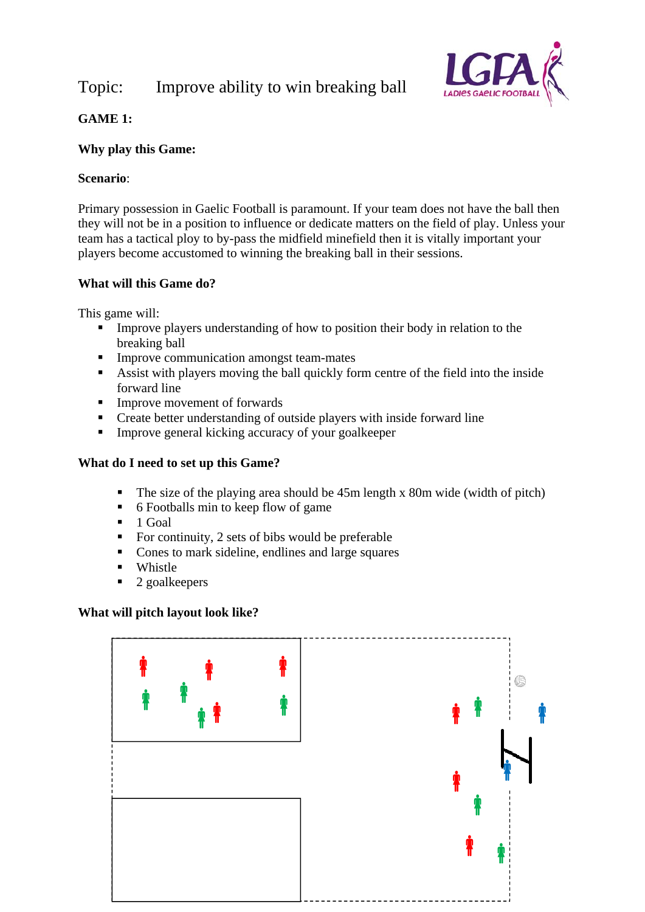Topic: Improve ability to win breaking ball

**GAME 1:**

**Why play this Game:**

**Scenario**:

Primary possession in Gaelic Football is paramount. If your team does not have the ball then they will not be in a position to influence or dedicate matters on the field of play. Unless your team has a tactical ploy to by-pass the midfield minefield then it is vitally important your players become accustomed to winning the breaking ball in their sessions.

**What will this Game do?**

This game will:

- Improve players understanding of how to position their body in relation to the breaking ball
- Improve communication amongst team-mates
- Assist with players moving the ball quickly form centre of the field into the inside forward line
- Improve movement of forwards
- Create better understanding of outside players with inside forward line
- Improve general kicking accuracy of your goalkeeper

**What do I need to set up this Game?**

- The size of the playing area should be 45m length x 80m wide (width of pitch)
- 6 Footballs min to keep flow of game
- 1 Goal
- For continuity, 2 sets of bibs would be preferable
- Cones to mark sideline, endlines and large squares
- Whistle
- 2 goalkeepers

**What will pitch layout look like?**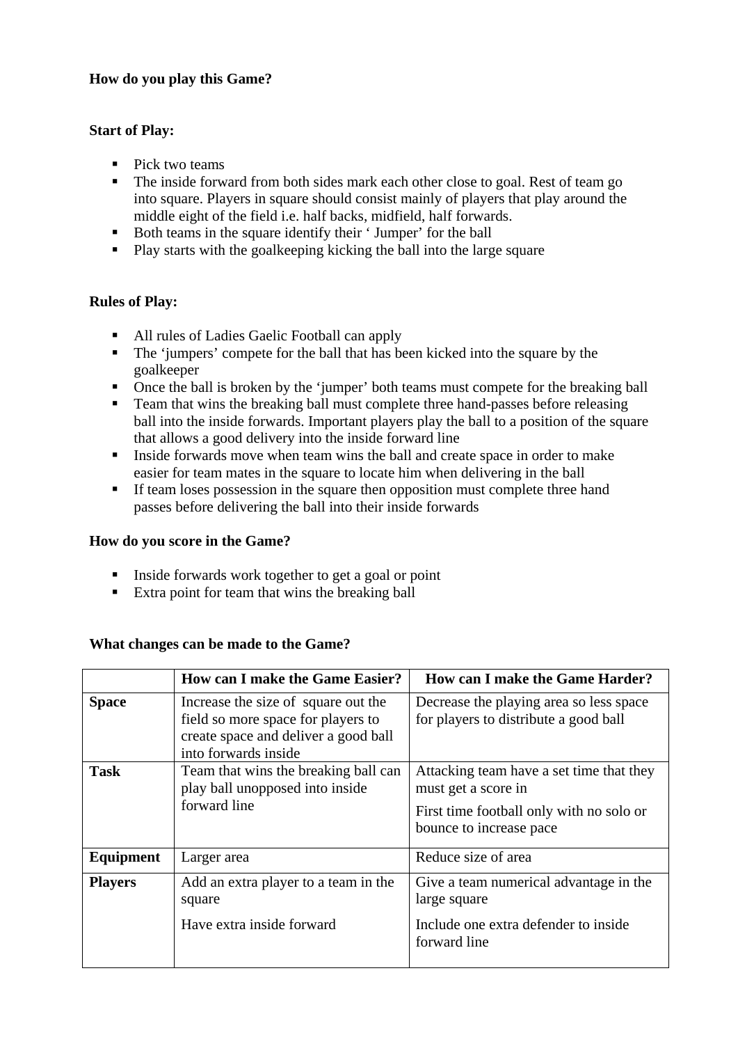**How do you play this Game?**

**Start of Play:**

- Pick two teams
- The inside forward from both sides mark each other close to goal. Rest of team go into square. Players in square should consist mainly of players that play around the middle eight of the field i.e. half backs, midfield, half forwards.
- Both teams in the square identify their ' Jumper' for the ball
- Play starts with the goalkeeping kicking the ball into the large square

**Rules of Play:**

- All rules of Ladies Gaelic Football can apply
- The 'jumpers' compete for the ball that has been kicked into the square by the goalkeeper
- Once the ball is broken by the 'jumper' both teams must compete for the breaking ball
- Team that wins the breaking ball must complete three hand-passes before releasing ball into the inside forwards. Important players play the ball to a position of the square that allows a good delivery into the inside forward line
- Inside forwards move when team wins the ball and create space in order to make easier for team mates in the square to locate him when delivering in the ball
- If team loses possession in the square then opposition must complete three hand passes before delivering the ball into their inside forwards

**How do you score in the Game?**

- Inside forwards work together to get a goal or point
- Extra point for team that wins the breaking ball

**What changes can be made to the Game?**

| | **How can I make the Game Easier?** | **How can I make the Game Harder?** |
|---|---|---|
| **Space** | Increase the size of square out the field so more space for players to create space and deliver a good ball into forwards inside | Decrease the playing area so less space for players to distribute a good ball |
| **Task** | Team that wins the breaking ball can play ball unopposed into inside forward line | Attacking team have a set time that they must get a score in<br><br>First time football only with no solo or bounce to increase pace |
| **Equipment** | Larger area | Reduce size of area |
| **Players** | Add an extra player to a team in the square<br><br>Have extra inside forward | Give a team numerical advantage in the large square<br><br>Include one extra defender to inside forward line |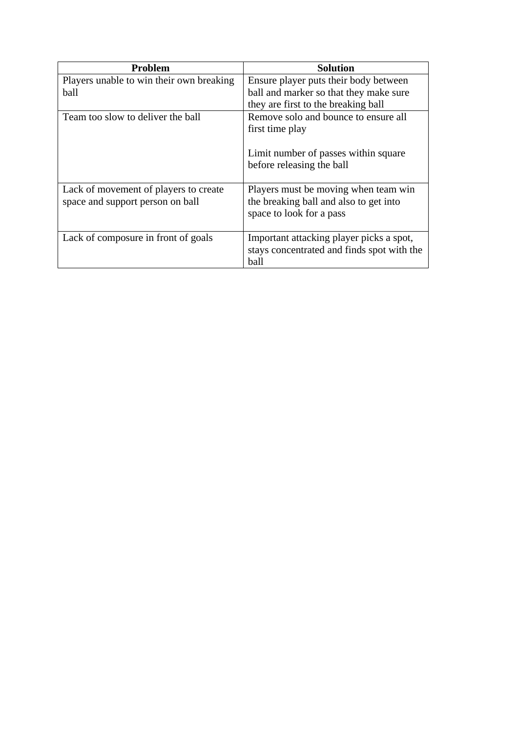| Problem | Solution |
|---|---|
| Players unable to win their own breaking ball | Ensure player puts their body between ball and marker so that they make sure they are first to the breaking ball |
| Team too slow to deliver the ball | Remove solo and bounce to ensure all first time play<br><br>Limit number of passes within square before releasing the ball |
| Lack of movement of players to create space and support person on ball | Players must be moving when team win the breaking ball and also to get into space to look for a pass |
| Lack of composure in front of goals | Important attacking player picks a spot, stays concentrated and finds spot with the ball |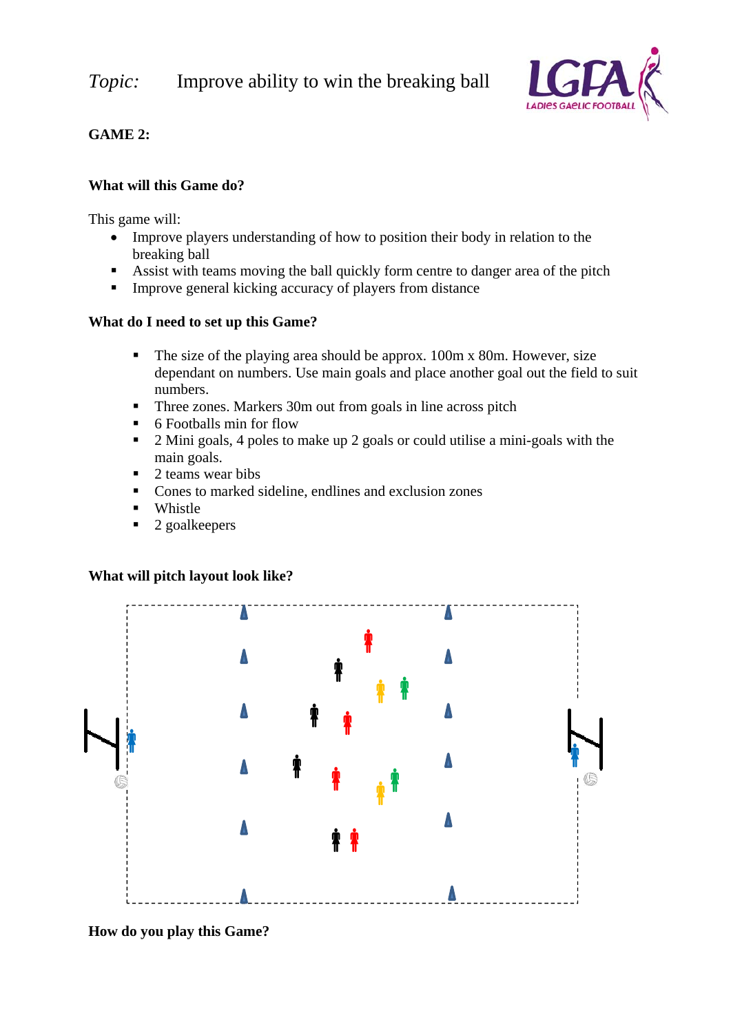*Topic:* Improve ability to win the breaking ball

**GAME 2:**

**What will this Game do?**

This game will:

- Improve players understanding of how to position their body in relation to the breaking ball
- Assist with teams moving the ball quickly form centre to danger area of the pitch
- Improve general kicking accuracy of players from distance

**What do I need to set up this Game?**

- The size of the playing area should be approx. 100m x 80m. However, size dependant on numbers. Use main goals and place another goal out the field to suit numbers.
- Three zones. Markers 30m out from goals in line across pitch
- 6 Footballs min for flow
- 2 Mini goals, 4 poles to make up 2 goals or could utilise a mini-goals with the main goals.
- 2 teams wear bibs
- Cones to marked sideline, endlines and exclusion zones
- Whistle
- 2 goalkeepers

**What will pitch layout look like?**

**How do you play this Game?**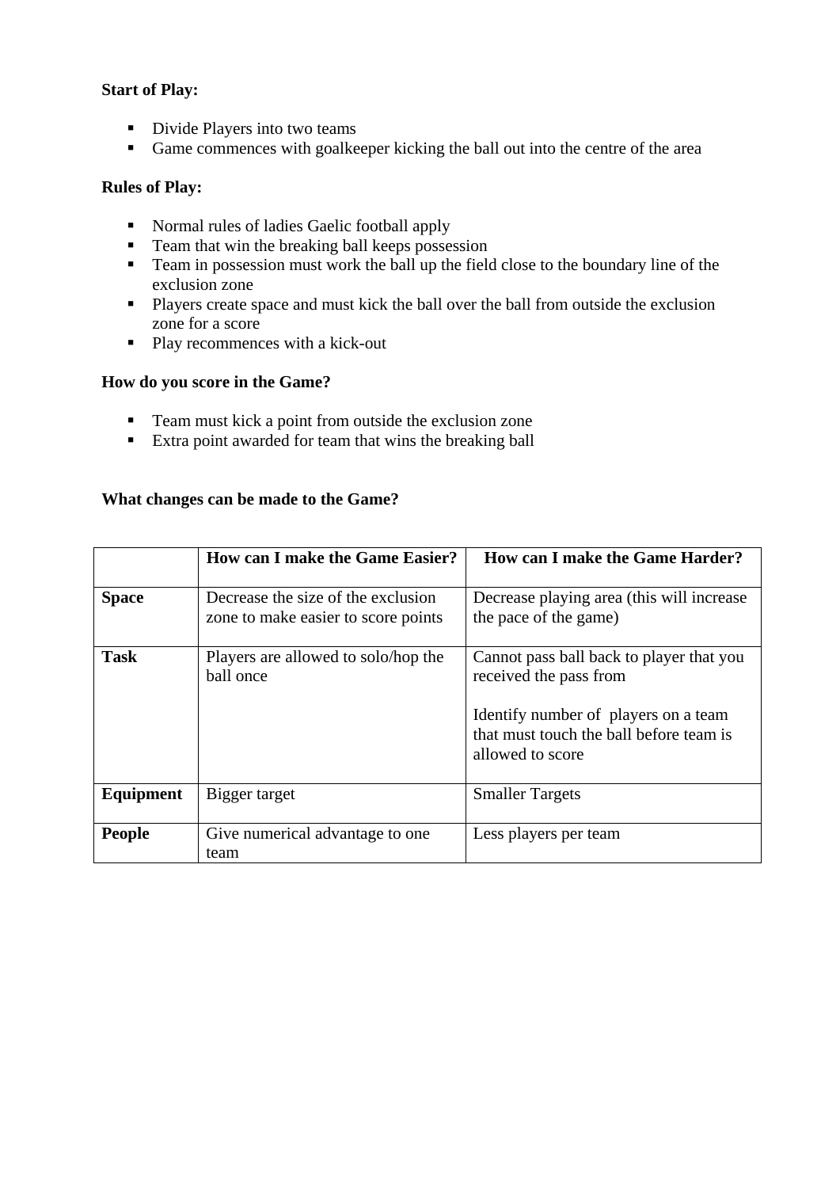**Start of Play:**

- Divide Players into two teams
- Game commences with goalkeeper kicking the ball out into the centre of the area

**Rules of Play:**

- Normal rules of ladies Gaelic football apply
- Team that win the breaking ball keeps possession
- Team in possession must work the ball up the field close to the boundary line of the exclusion zone
- Players create space and must kick the ball over the ball from outside the exclusion zone for a score
- Play recommences with a kick-out

**How do you score in the Game?**

- Team must kick a point from outside the exclusion zone
- Extra point awarded for team that wins the breaking ball

**What changes can be made to the Game?**

| | **How can I make the Game Easier?** | **How can I make the Game Harder?** |
|---|---|---|
| **Space** | Decrease the size of the exclusion zone to make easier to score points | Decrease playing area (this will increase the pace of the game) |
| **Task** | Players are allowed to solo/hop the ball once | Cannot pass ball back to player that you received the pass from<br><br>Identify number of players on a team that must touch the ball before team is allowed to score |
| **Equipment** | Bigger target | Smaller Targets |
| **People** | Give numerical advantage to one team | Less players per team |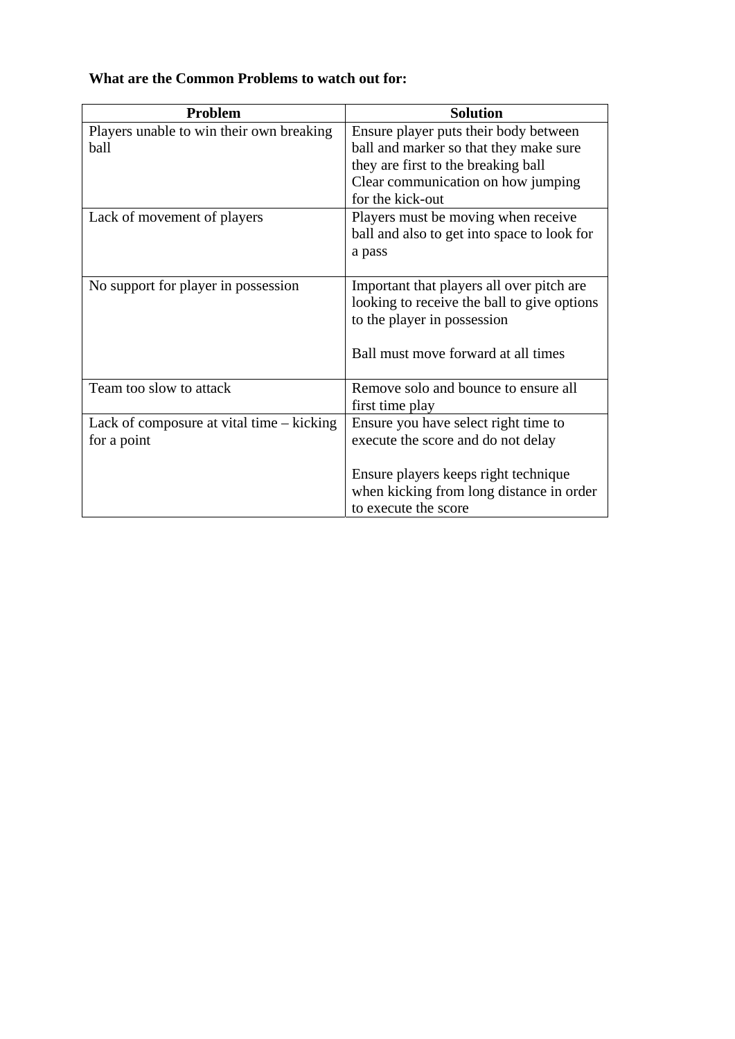**What are the Common Problems to watch out for:**

| Problem | Solution |
|---|---|
| Players unable to win their own breaking ball | Ensure player puts their body between ball and marker so that they make sure they are first to the breaking ball<br>Clear communication on how jumping for the kick-out |
| Lack of movement of players | Players must be moving when receive ball and also to get into space to look for a pass |
| No support for player in possession | Important that players all over pitch are looking to receive the ball to give options to the player in possession<br><br>Ball must move forward at all times |
| Team too slow to attack | Remove solo and bounce to ensure all first time play |
| Lack of composure at vital time – kicking for a point | Ensure you have select right time to execute the score and do not delay<br><br>Ensure players keeps right technique when kicking from long distance in order to execute the score |